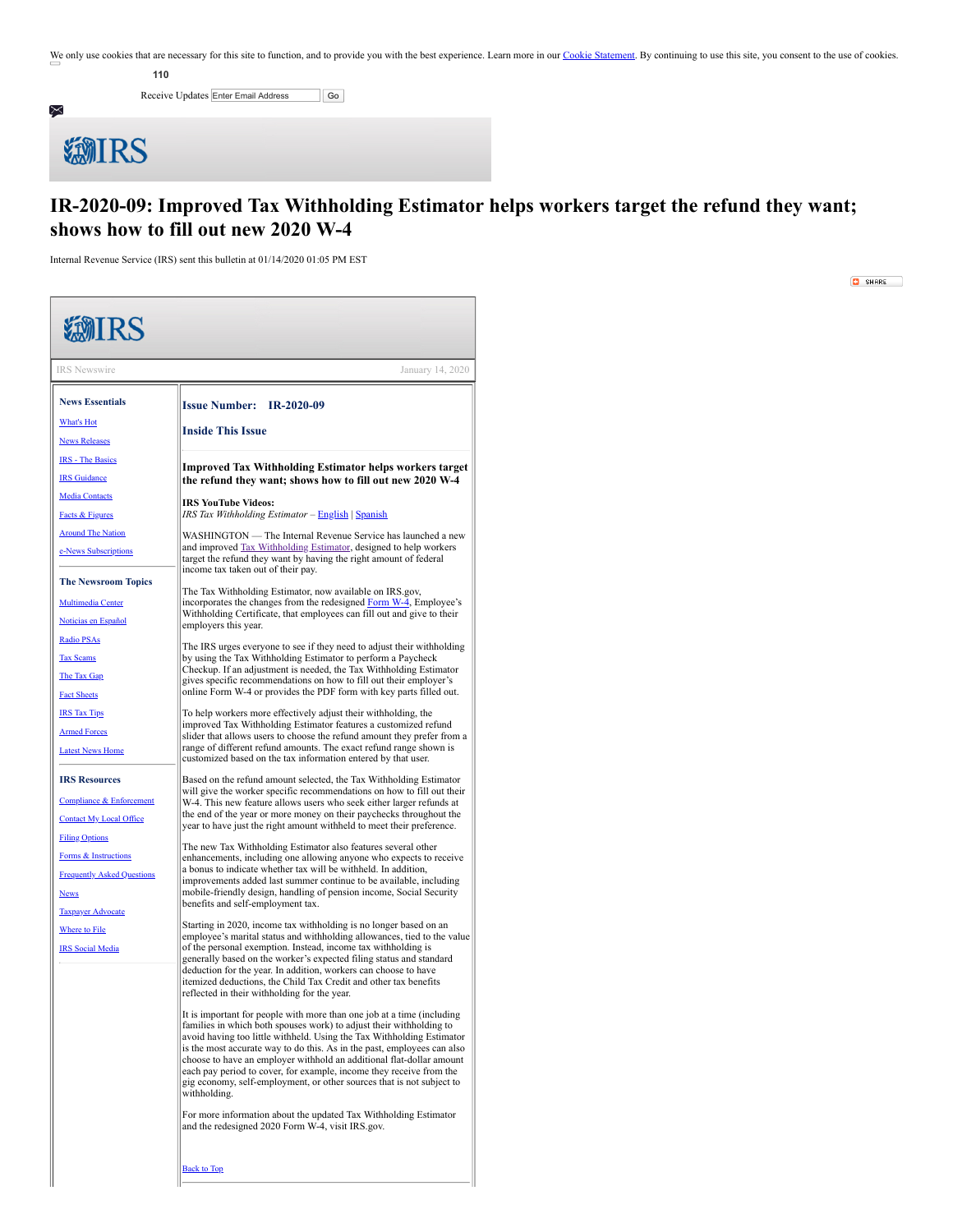We only use cookies that are necessary for this site to function, and to provide you with the best experience. Learn more in our Cookie Statement. By continuing to use this site, you consent to the use of cookies.

110

Receive Updates Enter Email Address Go

IRS

# IR-2020-09: Improved Tax Withholding Estimator helps workers target the refund they want; shows how to fill out new 2020 W-4

Internal Revenue Service (IRS) sent this bulletin at 01/14/2020 01:05 PM EST

SHARE

IRS

IRS Newswire January 14, 2020

**News Essentials**

- What's Hot
- News Releases
- IRS - The Basics
- IRS Guidance
- Media Contacts
- Facts & Figures
- Around The Nation
- e-News Subscriptions

**The Newsroom Topics**

- Multimedia Center
- Noticias en Español
- Radio PSAs
- Tax Scams
- The Tax Gap
- Fact Sheets
- IRS Tax Tips
- Armed Forces
- Latest News Home

**IRS Resources**

- Compliance & Enforcement
- Contact My Local Office
- Filing Options
- Forms & Instructions
- Frequently Asked Questions
- News
- Taxpayer Advocate
- Where to File
- IRS Social Media

### Issue Number: IR-2020-09

### Inside This Issue

**Improved Tax Withholding Estimator helps workers target the refund they want; shows how to fill out new 2020 W-4**

**IRS YouTube Videos:**
*IRS Tax Withholding Estimator* – English | Spanish

WASHINGTON — The Internal Revenue Service has launched a new and improved Tax Withholding Estimator, designed to help workers target the refund they want by having the right amount of federal income tax taken out of their pay.

The Tax Withholding Estimator, now available on IRS.gov, incorporates the changes from the redesigned Form W-4, Employee's Withholding Certificate, that employees can fill out and give to their employers this year.

The IRS urges everyone to see if they need to adjust their withholding by using the Tax Withholding Estimator to perform a Paycheck Checkup. If an adjustment is needed, the Tax Withholding Estimator gives specific recommendations on how to fill out their employer's online Form W-4 or provides the PDF form with key parts filled out.

To help workers more effectively adjust their withholding, the improved Tax Withholding Estimator features a customized refund slider that allows users to choose the refund amount they prefer from a range of different refund amounts. The exact refund range shown is customized based on the tax information entered by that user.

Based on the refund amount selected, the Tax Withholding Estimator will give the worker specific recommendations on how to fill out their W-4. This new feature allows users who seek either larger refunds at the end of the year or more money on their paychecks throughout the year to have just the right amount withheld to meet their preference.

The new Tax Withholding Estimator also features several other enhancements, including one allowing anyone who expects to receive a bonus to indicate whether tax will be withheld. In addition, improvements added last summer continue to be available, including mobile-friendly design, handling of pension income, Social Security benefits and self-employment tax.

Starting in 2020, income tax withholding is no longer based on an employee's marital status and withholding allowances, tied to the value of the personal exemption. Instead, income tax withholding is generally based on the worker's expected filing status and standard deduction for the year. In addition, workers can choose to have itemized deductions, the Child Tax Credit and other tax benefits reflected in their withholding for the year.

It is important for people with more than one job at a time (including families in which both spouses work) to adjust their withholding to avoid having too little withheld. Using the Tax Withholding Estimator is the most accurate way to do this. As in the past, employees can also choose to have an employer withhold an additional flat-dollar amount each pay period to cover, for example, income they receive from the gig economy, self-employment, or other sources that is not subject to withholding.

For more information about the updated Tax Withholding Estimator and the redesigned 2020 Form W-4, visit IRS.gov.

Back to Top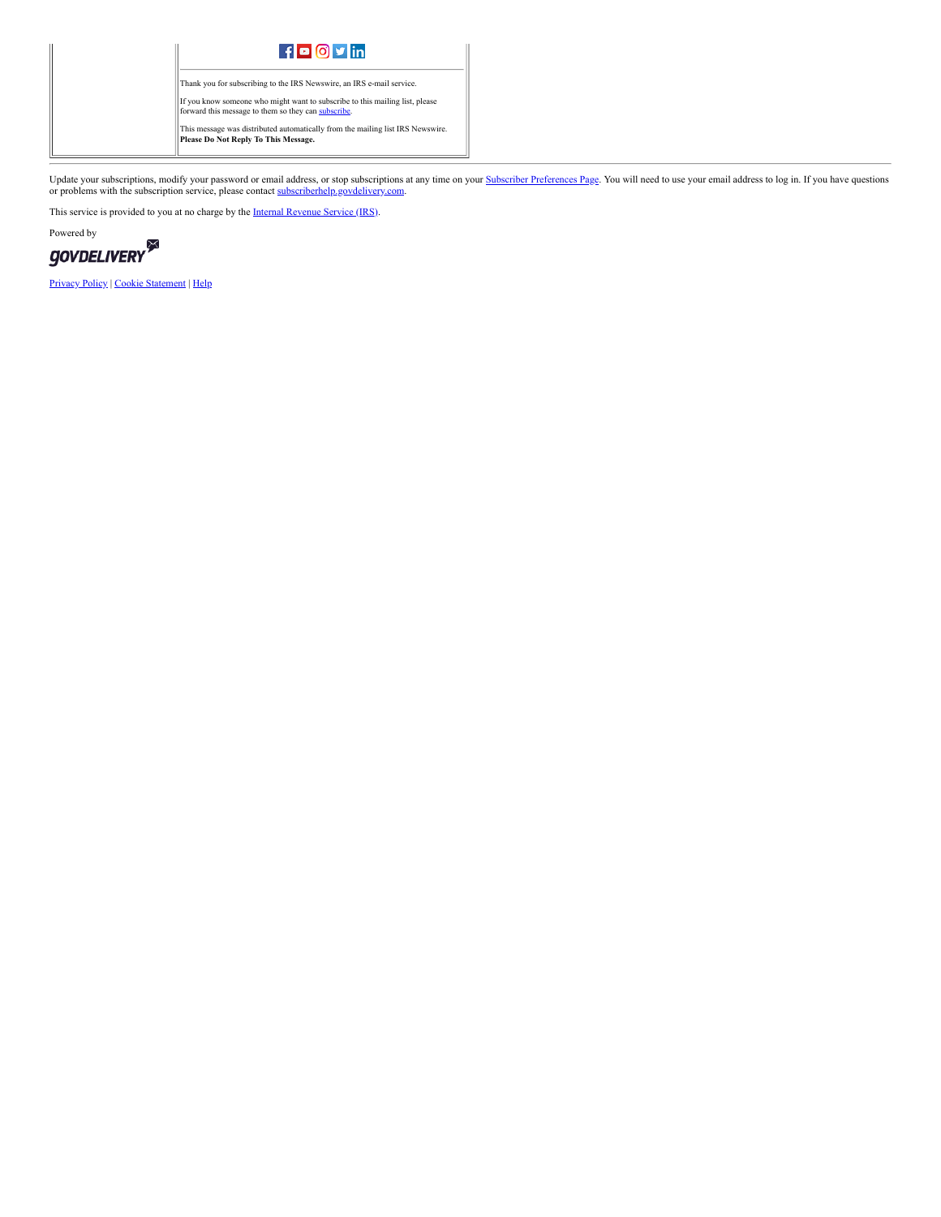Thank you for subscribing to the IRS Newswire, an IRS e-mail service.

If you know someone who might want to subscribe to this mailing list, please forward this message to them so they can subscribe.

This message was distributed automatically from the mailing list IRS Newswire.
**Please Do Not Reply To This Message.**

---

Update your subscriptions, modify your password or email address, or stop subscriptions at any time on your Subscriber Preferences Page. You will need to use your email address to log in. If you have questions or problems with the subscription service, please contact subscriberhelp.govdelivery.com.

This service is provided to you at no charge by the Internal Revenue Service (IRS).

Powered by

GOVDELIVERY

Privacy Policy | Cookie Statement | Help